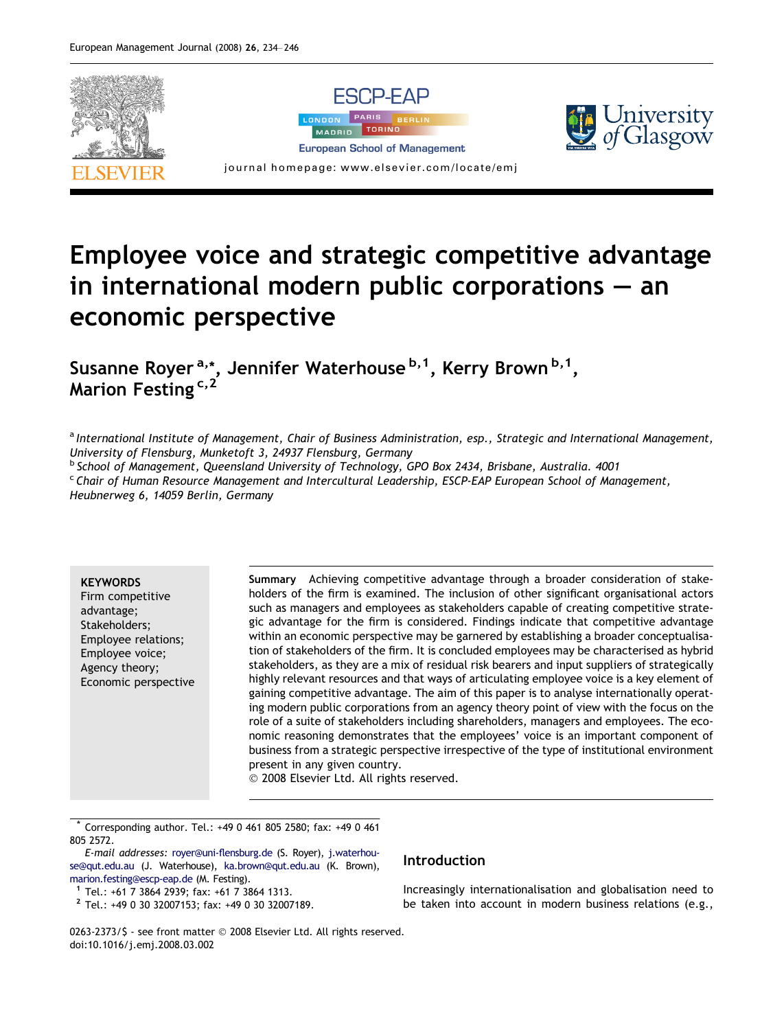# Employee voice and strategic competitive advantage in international modern public corporations — an economic perspective

Susanne Royer [a,*], Jennifer Waterhouse [b,1], Kerry Brown [b,1], Marion Festing [c,2]

[a] *International Institute of Management, Chair of Business Administration, esp., Strategic and International Management, University of Flensburg, Munketoft 3, 24937 Flensburg, Germany*
[b] *School of Management, Queensland University of Technology, GPO Box 2434, Brisbane, Australia. 4001*
[c] *Chair of Human Resource Management and Intercultural Leadership, ESCP-EAP European School of Management, Heubnerweg 6, 14059 Berlin, Germany*

**KEYWORDS**
Firm competitive advantage;
Stakeholders;
Employee relations;
Employee voice;
Agency theory;
Economic perspective

**Summary** Achieving competitive advantage through a broader consideration of stakeholders of the firm is examined. The inclusion of other significant organisational actors such as managers and employees as stakeholders capable of creating competitive strategic advantage for the firm is considered. Findings indicate that competitive advantage within an economic perspective may be garnered by establishing a broader conceptualisation of stakeholders of the firm. It is concluded employees may be characterised as hybrid stakeholders, as they are a mix of residual risk bearers and input suppliers of strategically highly relevant resources and that ways of articulating employee voice is a key element of gaining competitive advantage. The aim of this paper is to analyse internationally operating modern public corporations from an agency theory point of view with the focus on the role of a suite of stakeholders including shareholders, managers and employees. The economic reasoning demonstrates that the employees' voice is an important component of business from a strategic perspective irrespective of the type of institutional environment present in any given country.
© 2008 Elsevier Ltd. All rights reserved.

\* Corresponding author. Tel.: +49 0 461 805 2580; fax: +49 0 461 805 2572.
*E-mail addresses:* royer@uni-flensburg.de (S. Royer), j.waterhouse@qut.edu.au (J. Waterhouse), ka.brown@qut.edu.au (K. Brown), marion.festing@escp-eap.de (M. Festing).
[1] Tel.: +61 7 3864 2939; fax: +61 7 3864 1313.
[2] Tel.: +49 0 30 32007153; fax: +49 0 30 32007189.

0263-2373/$ - see front matter © 2008 Elsevier Ltd. All rights reserved.
doi:10.1016/j.emj.2008.03.002

## Introduction

Increasingly internationalisation and globalisation need to be taken into account in modern business relations (e.g.,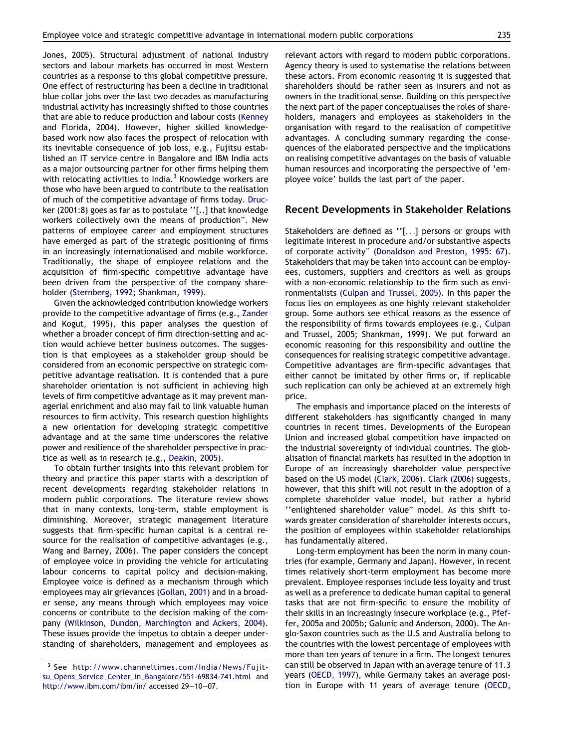Jones, 2005). Structural adjustment of national industry sectors and labour markets has occurred in most Western countries as a response to this global competitive pressure. One effect of restructuring has been a decline in traditional blue collar jobs over the last two decades as manufacturing industrial activity has increasingly shifted to those countries that are able to reduce production and labour costs (Kenney and Florida, 2004). However, higher skilled knowledge-based work now also faces the prospect of relocation with its inevitable consequence of job loss, e.g., Fujitsu established an IT service centre in Bangalore and IBM India acts as a major outsourcing partner for other firms helping them with relocating activities to India.[3] Knowledge workers are those who have been argued to contribute to the realisation of much of the competitive advantage of firms today. Drucker (2001:8) goes as far as to postulate ''[..] that knowledge workers collectively own the means of production''. New patterns of employee career and employment structures have emerged as part of the strategic positioning of firms in an increasingly internationalised and mobile workforce. Traditionally, the shape of employee relations and the acquisition of firm-specific competitive advantage have been driven from the perspective of the company shareholder (Sternberg, 1992; Shankman, 1999).

Given the acknowledged contribution knowledge workers provide to the competitive advantage of firms (e.g., Zander and Kogut, 1995), this paper analyses the question of whether a broader concept of firm direction-setting and action would achieve better business outcomes. The suggestion is that employees as a stakeholder group should be considered from an economic perspective on strategic competitive advantage realisation. It is contended that a pure shareholder orientation is not sufficient in achieving high levels of firm competitive advantage as it may prevent managerial enrichment and also may fail to link valuable human resources to firm activity. This research question highlights a new orientation for developing strategic competitive advantage and at the same time underscores the relative power and resilience of the shareholder perspective in practice as well as in research (e.g., Deakin, 2005).

To obtain further insights into this relevant problem for theory and practice this paper starts with a description of recent developments regarding stakeholder relations in modern public corporations. The literature review shows that in many contexts, long-term, stable employment is diminishing. Moreover, strategic management literature suggests that firm-specific human capital is a central resource for the realisation of competitive advantages (e.g., Wang and Barney, 2006). The paper considers the concept of employee voice in providing the vehicle for articulating labour concerns to capital policy and decision-making. Employee voice is defined as a mechanism through which employees may air grievances (Gollan, 2001) and in a broader sense, any means through which employees may voice concerns or contribute to the decision making of the company (Wilkinson, Dundon, Marchington and Ackers, 2004). These issues provide the impetus to obtain a deeper understanding of shareholders, management and employees as relevant actors with regard to modern public corporations. Agency theory is used to systematise the relations between these actors. From economic reasoning it is suggested that shareholders should be rather seen as insurers and not as owners in the traditional sense. Building on this perspective the next part of the paper conceptualises the roles of shareholders, managers and employees as stakeholders in the organisation with regard to the realisation of competitive advantages. A concluding summary regarding the consequences of the elaborated perspective and the implications on realising competitive advantages on the basis of valuable human resources and incorporating the perspective of 'employee voice' builds the last part of the paper.

## Recent Developments in Stakeholder Relations

Stakeholders are defined as ''[...] persons or groups with legitimate interest in procedure and/or substantive aspects of corporate activity'' (Donaldson and Preston, 1995: 67). Stakeholders that may be taken into account can be employees, customers, suppliers and creditors as well as groups with a non-economic relationship to the firm such as environmentalists (Culpan and Trussel, 2005). In this paper the focus lies on employees as one highly relevant stakeholder group. Some authors see ethical reasons as the essence of the responsibility of firms towards employees (e.g., Culpan and Trussel, 2005; Shankman, 1999). We put forward an economic reasoning for this responsibility and outline the consequences for realising strategic competitive advantage. Competitive advantages are firm-specific advantages that either cannot be imitated by other firms or, if replicable such replication can only be achieved at an extremely high price.

The emphasis and importance placed on the interests of different stakeholders has significantly changed in many countries in recent times. Developments of the European Union and increased global competition have impacted on the industrial sovereignty of individual countries. The globalisation of financial markets has resulted in the adoption in Europe of an increasingly shareholder value perspective based on the US model (Clark, 2006). Clark (2006) suggests, however, that this shift will not result in the adoption of a complete shareholder value model, but rather a hybrid ''enlightened shareholder value'' model. As this shift towards greater consideration of shareholder interests occurs, the position of employees within stakeholder relationships has fundamentally altered.

Long-term employment has been the norm in many countries (for example, Germany and Japan). However, in recent times relatively short-term employment has become more prevalent. Employee responses include less loyalty and trust as well as a preference to dedicate human capital to general tasks that are not firm-specific to ensure the mobility of their skills in an increasingly insecure workplace (e.g., Pfeffer, 2005a and 2005b; Galunic and Anderson, 2000). The Anglo-Saxon countries such as the U.S and Australia belong to the countries with the lowest percentage of employees with more than ten years of tenure in a firm. The longest tenures can still be observed in Japan with an average tenure of 11.3 years (OECD, 1997), while Germany takes an average position in Europe with 11 years of average tenure (OECD,

[3] See http://www.channeltimes.com/India/News/Fujitsu_Opens_Service_Center_in_Bangalore/551-69834-741.html and http://www.ibm.com/ibm/in/ accessed 29–10–07.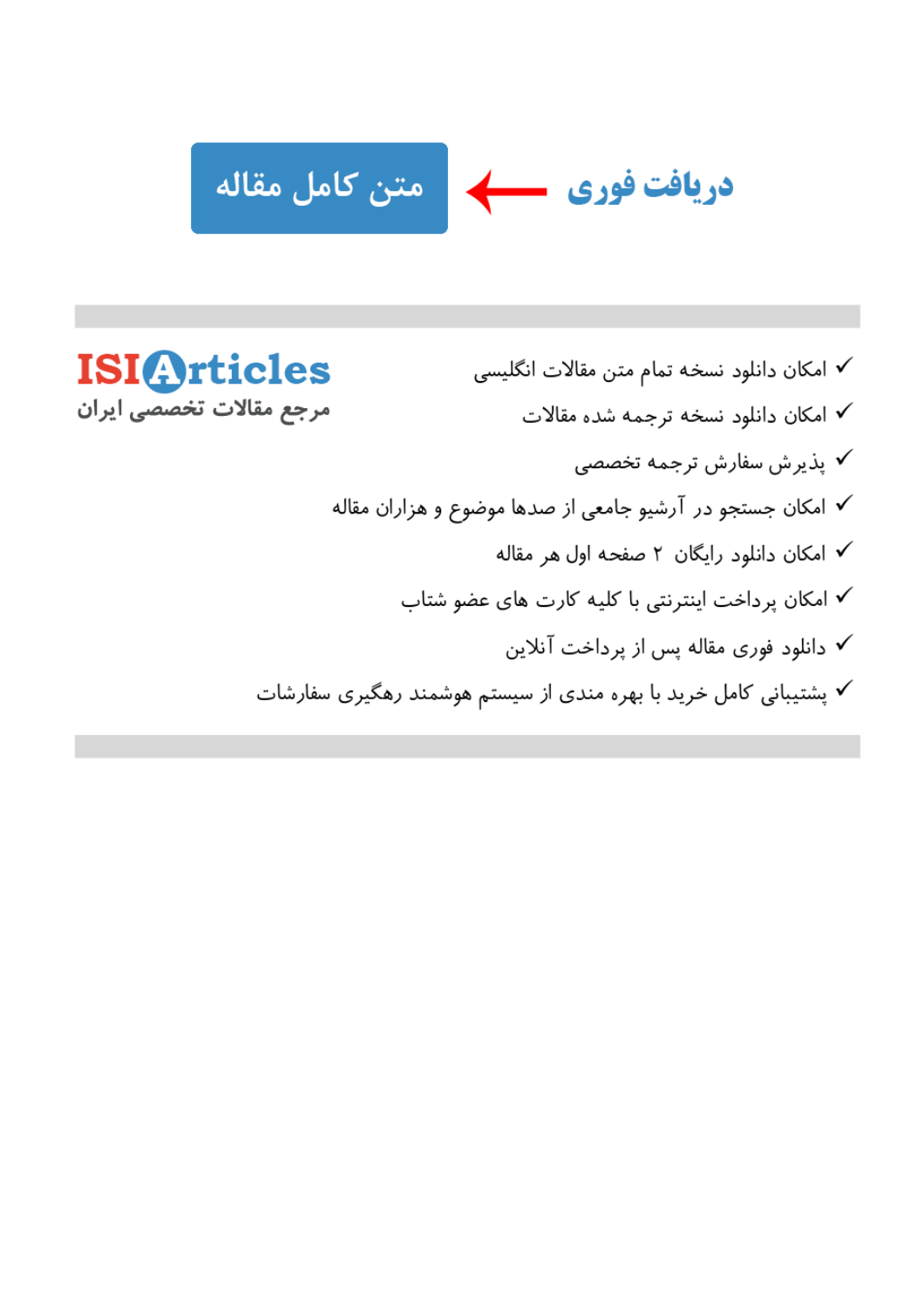دریافت فوری ← متن کامل مقاله

**ISIArticles**
مرجع مقالات تخصصی ایران

- ✓ امکان دانلود نسخه تمام متن مقالات انگلیسی
- ✓ امکان دانلود نسخه ترجمه شده مقالات
- ✓ پذیرش سفارش ترجمه تخصصی
- ✓ امکان جستجو در آرشیو جامعی از صدها موضوع و هزاران مقاله
- ✓ امکان دانلود رایگان ۲ صفحه اول هر مقاله
- ✓ امکان پرداخت اینترنتی با کلیه کارت های عضو شتاب
- ✓ دانلود فوری مقاله پس از پرداخت آنلاین
- ✓ پشتیبانی کامل خرید با بهره مندی از سیستم هوشمند رهگیری سفارشات